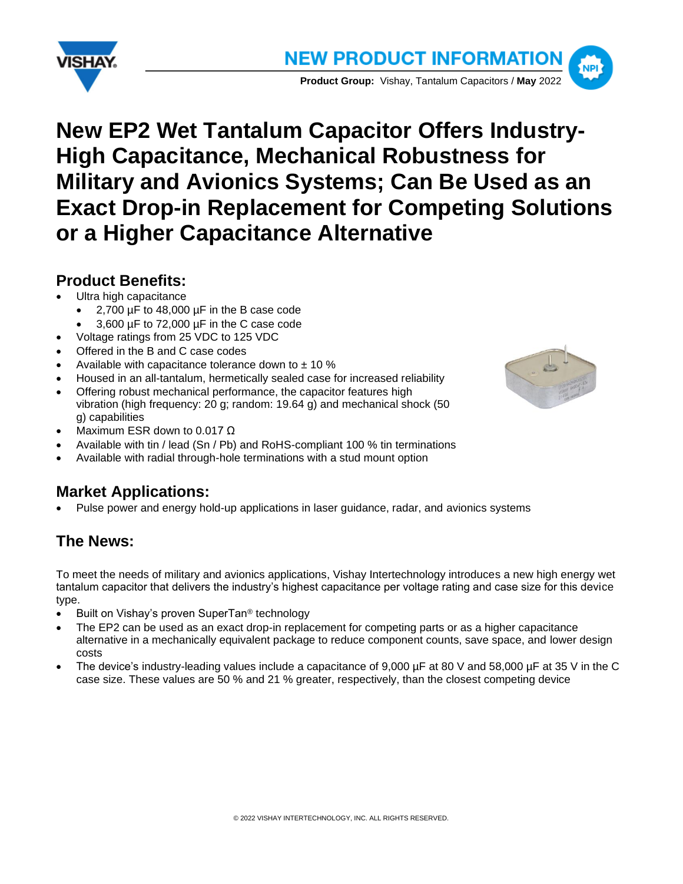# New EP2 Wet Tantalum Capacitor Offers Industry-High Capacitance, Mechanical Robustness for Military and Avionics Systems; Can Be Used as an Exact Drop-in Replacement for Competing Solutions or a Higher Capacitance Alternative

## Product Benefits:

- Ultra high capacitance
  - 2,700 µF to 48,000 µF in the B case code
  - 3,600 µF to 72,000 µF in the C case code
- Voltage ratings from 25 VDC to 125 VDC
- Offered in the B and C case codes
- Available with capacitance tolerance down to ± 10 %
- Housed in an all-tantalum, hermetically sealed case for increased reliability
- Offering robust mechanical performance, the capacitor features high vibration (high frequency: 20 g; random: 19.64 g) and mechanical shock (50 g) capabilities
- Maximum ESR down to 0.017 Ω
- Available with tin / lead (Sn / Pb) and RoHS-compliant 100 % tin terminations
- Available with radial through-hole terminations with a stud mount option

## Market Applications:

- Pulse power and energy hold-up applications in laser guidance, radar, and avionics systems

## The News:

To meet the needs of military and avionics applications, Vishay Intertechnology introduces a new high energy wet tantalum capacitor that delivers the industry's highest capacitance per voltage rating and case size for this device type.

- Built on Vishay's proven SuperTan® technology
- The EP2 can be used as an exact drop-in replacement for competing parts or as a higher capacitance alternative in a mechanically equivalent package to reduce component counts, save space, and lower design costs
- The device's industry-leading values include a capacitance of 9,000 µF at 80 V and 58,000 µF at 35 V in the C case size. These values are 50 % and 21 % greater, respectively, than the closest competing device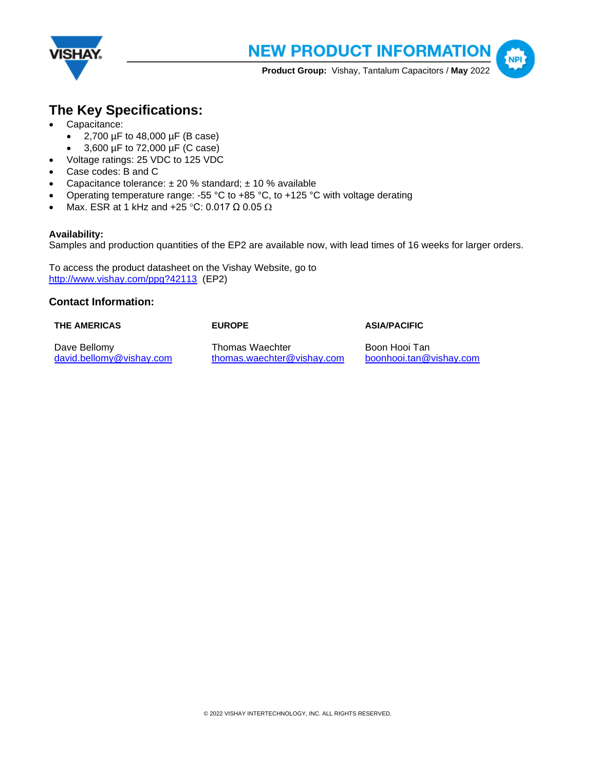## The Key Specifications:

- Capacitance:
  - 2,700 µF to 48,000 µF (B case)
  - 3,600 µF to 72,000 µF (C case)
- Voltage ratings: 25 VDC to 125 VDC
- Case codes: B and C
- Capacitance tolerance: ± 20 % standard; ± 10 % available
- Operating temperature range: -55 °C to +85 °C, to +125 °C with voltage derating
- Max. ESR at 1 kHz and +25 °C: 0.017 Ω 0.05 Ω

**Availability:**
Samples and production quantities of the EP2 are available now, with lead times of 16 weeks for larger orders.

To access the product datasheet on the Vishay Website, go to
http://www.vishay.com/ppg?42113 (EP2)

### Contact Information:

**THE AMERICAS**

Dave Bellomy
david.bellomy@vishay.com

**EUROPE**

Thomas Waechter
thomas.waechter@vishay.com

**ASIA/PACIFIC**

Boon Hooi Tan
boonhooi.tan@vishay.com

© 2022 VISHAY INTERTECHNOLOGY, INC. ALL RIGHTS RESERVED.